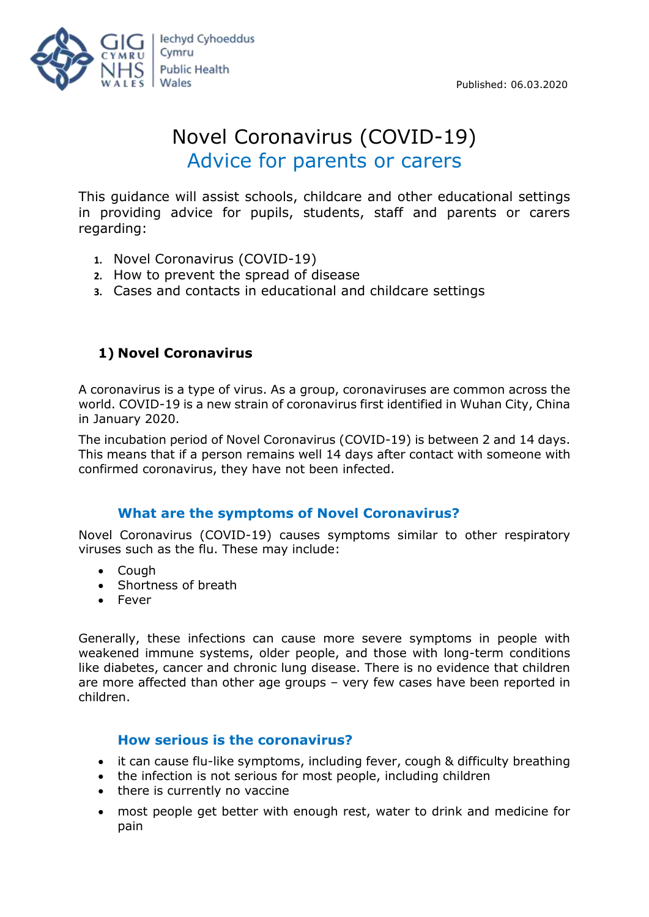Iechyd Cyhoeddus Cymru
Public Health Wales

Published: 06.03.2020

# Novel Coronavirus (COVID-19)
## Advice for parents or carers

This guidance will assist schools, childcare and other educational settings in providing advice for pupils, students, staff and parents or carers regarding:

1. Novel Coronavirus (COVID-19)
2. How to prevent the spread of disease
3. Cases and contacts in educational and childcare settings

## 1) Novel Coronavirus

A coronavirus is a type of virus. As a group, coronaviruses are common across the world. COVID-19 is a new strain of coronavirus first identified in Wuhan City, China in January 2020.

The incubation period of Novel Coronavirus (COVID-19) is between 2 and 14 days. This means that if a person remains well 14 days after contact with someone with confirmed coronavirus, they have not been infected.

### What are the symptoms of Novel Coronavirus?

Novel Coronavirus (COVID-19) causes symptoms similar to other respiratory viruses such as the flu. These may include:

- Cough
- Shortness of breath
- Fever

Generally, these infections can cause more severe symptoms in people with weakened immune systems, older people, and those with long-term conditions like diabetes, cancer and chronic lung disease. There is no evidence that children are more affected than other age groups – very few cases have been reported in children.

### How serious is the coronavirus?

- it can cause flu-like symptoms, including fever, cough & difficulty breathing
- the infection is not serious for most people, including children
- there is currently no vaccine
- most people get better with enough rest, water to drink and medicine for pain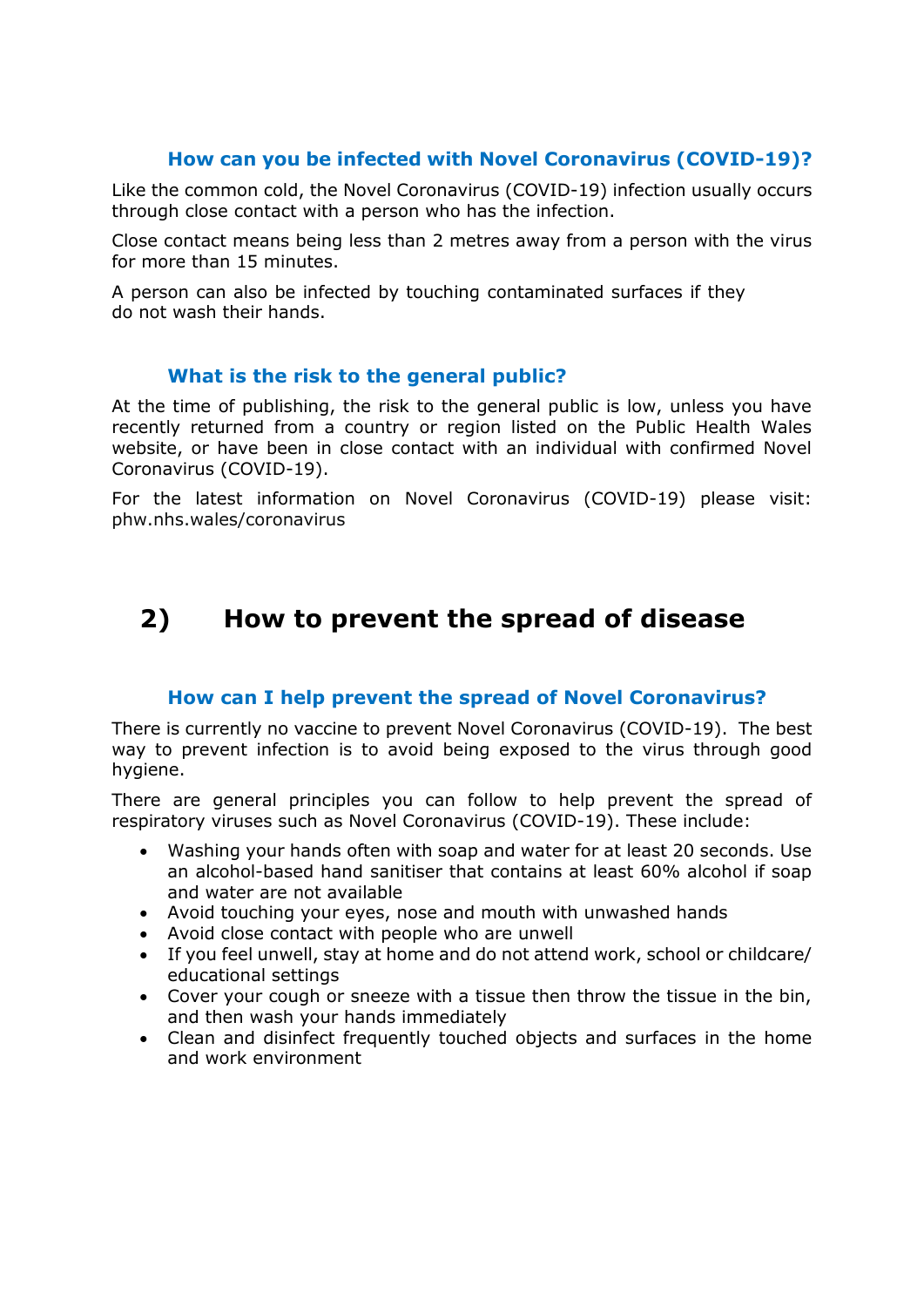### How can you be infected with Novel Coronavirus (COVID-19)?

Like the common cold, the Novel Coronavirus (COVID-19) infection usually occurs through close contact with a person who has the infection.

Close contact means being less than 2 metres away from a person with the virus for more than 15 minutes.

A person can also be infected by touching contaminated surfaces if they do not wash their hands.

### What is the risk to the general public?

At the time of publishing, the risk to the general public is low, unless you have recently returned from a country or region listed on the Public Health Wales website, or have been in close contact with an individual with confirmed Novel Coronavirus (COVID-19).

For the latest information on Novel Coronavirus (COVID-19) please visit: phw.nhs.wales/coronavirus

## 2) How to prevent the spread of disease

### How can I help prevent the spread of Novel Coronavirus?

There is currently no vaccine to prevent Novel Coronavirus (COVID-19). The best way to prevent infection is to avoid being exposed to the virus through good hygiene.

There are general principles you can follow to help prevent the spread of respiratory viruses such as Novel Coronavirus (COVID-19). These include:

- Washing your hands often with soap and water for at least 20 seconds. Use an alcohol-based hand sanitiser that contains at least 60% alcohol if soap and water are not available
- Avoid touching your eyes, nose and mouth with unwashed hands
- Avoid close contact with people who are unwell
- If you feel unwell, stay at home and do not attend work, school or childcare/ educational settings
- Cover your cough or sneeze with a tissue then throw the tissue in the bin, and then wash your hands immediately
- Clean and disinfect frequently touched objects and surfaces in the home and work environment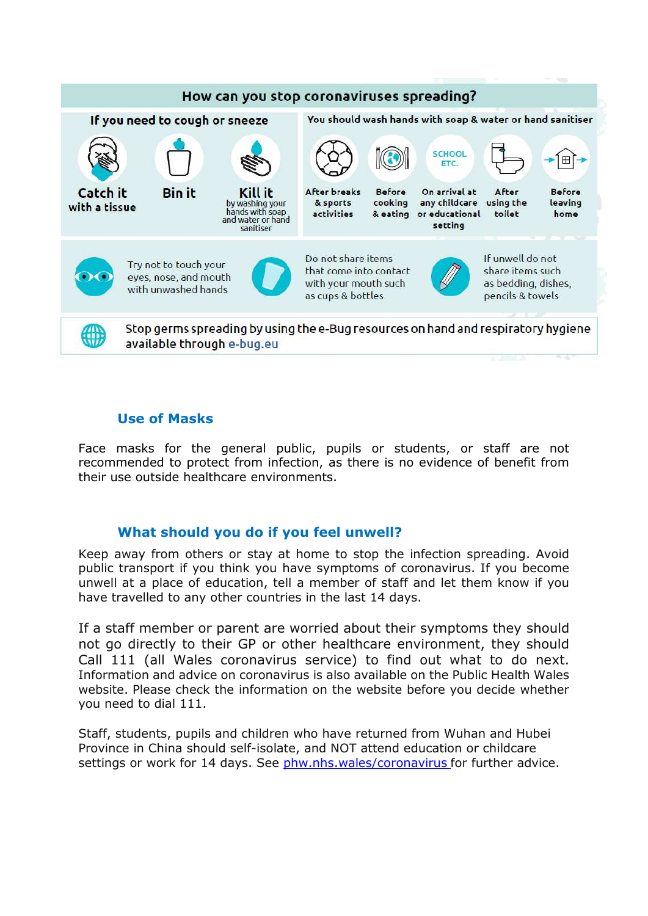## How can you stop coronaviruses spreading?

**If you need to cough or sneeze**

- **Catch it** with a tissue
- **Bin it**
- **Kill it** by washing your hands with soap and water or hand sanitiser

**You should wash hands with soap & water or hand sanitiser**

- After breaks & sports activities
- Before cooking & eating
- On arrival at any childcare or educational setting
- After using the toilet
- Before leaving home

Try not to touch your eyes, nose, and mouth with unwashed hands

Do not share items that come into contact with your mouth such as cups & bottles

If unwell do not share items such as bedding, dishes, pencils & towels

Stop germs spreading by using the e-Bug resources on hand and respiratory hygiene available through e-bug.eu

### Use of Masks

Face masks for the general public, pupils or students, or staff are not recommended to protect from infection, as there is no evidence of benefit from their use outside healthcare environments.

### What should you do if you feel unwell?

Keep away from others or stay at home to stop the infection spreading. Avoid public transport if you think you have symptoms of coronavirus. If you become unwell at a place of education, tell a member of staff and let them know if you have travelled to any other countries in the last 14 days.

If a staff member or parent are worried about their symptoms they should not go directly to their GP or other healthcare environment, they should Call 111 (all Wales coronavirus service) to find out what to do next. Information and advice on coronavirus is also available on the Public Health Wales website. Please check the information on the website before you decide whether you need to dial 111.

Staff, students, pupils and children who have returned from Wuhan and Hubei Province in China should self-isolate, and NOT attend education or childcare settings or work for 14 days. See phw.nhs.wales/coronavirus for further advice.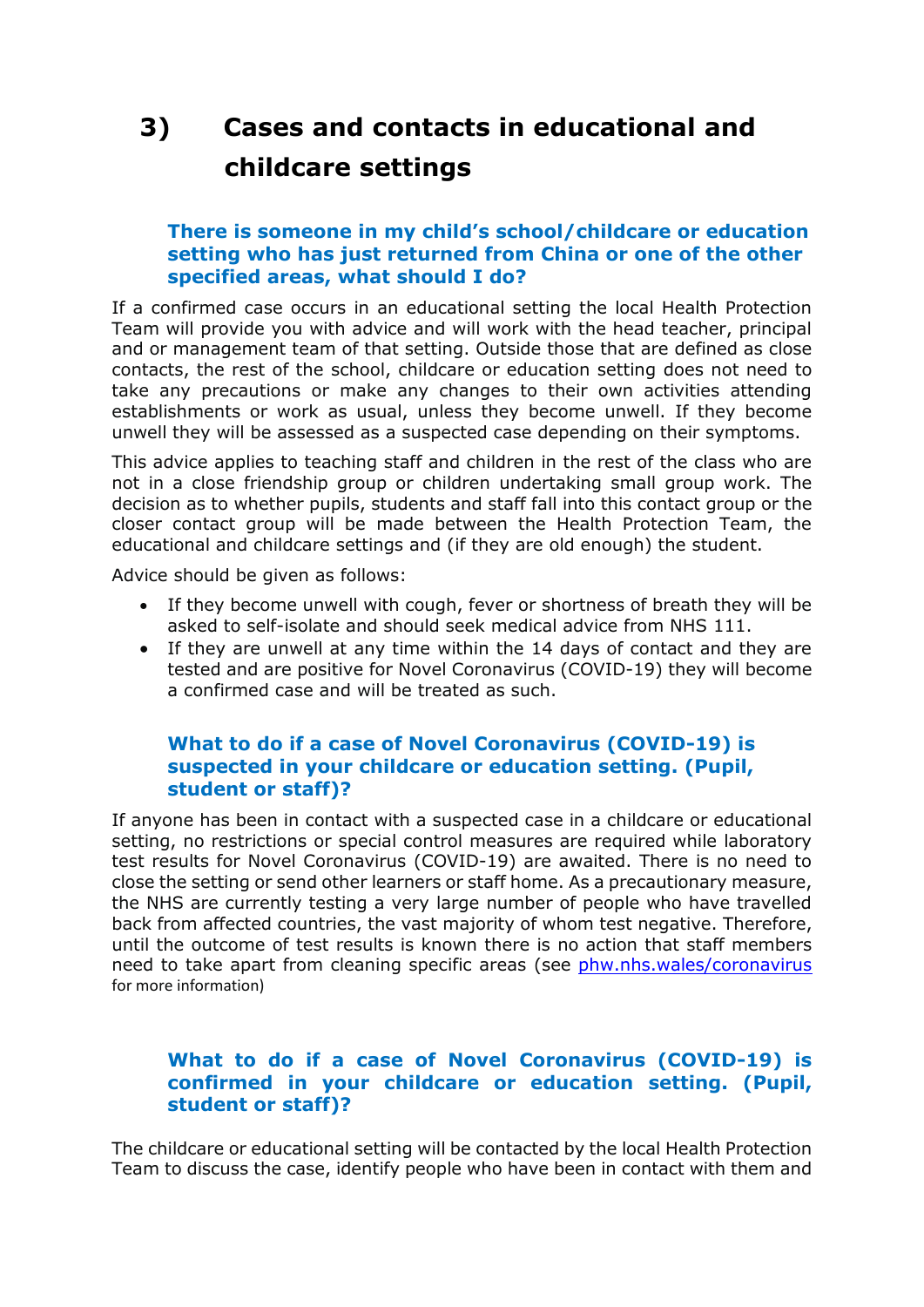# 3) Cases and contacts in educational and childcare settings

### There is someone in my child's school/childcare or education setting who has just returned from China or one of the other specified areas, what should I do?

If a confirmed case occurs in an educational setting the local Health Protection Team will provide you with advice and will work with the head teacher, principal and or management team of that setting. Outside those that are defined as close contacts, the rest of the school, childcare or education setting does not need to take any precautions or make any changes to their own activities attending establishments or work as usual, unless they become unwell. If they become unwell they will be assessed as a suspected case depending on their symptoms.

This advice applies to teaching staff and children in the rest of the class who are not in a close friendship group or children undertaking small group work. The decision as to whether pupils, students and staff fall into this contact group or the closer contact group will be made between the Health Protection Team, the educational and childcare settings and (if they are old enough) the student.

Advice should be given as follows:

- If they become unwell with cough, fever or shortness of breath they will be asked to self-isolate and should seek medical advice from NHS 111.
- If they are unwell at any time within the 14 days of contact and they are tested and are positive for Novel Coronavirus (COVID-19) they will become a confirmed case and will be treated as such.

### What to do if a case of Novel Coronavirus (COVID-19) is suspected in your childcare or education setting. (Pupil, student or staff)?

If anyone has been in contact with a suspected case in a childcare or educational setting, no restrictions or special control measures are required while laboratory test results for Novel Coronavirus (COVID-19) are awaited. There is no need to close the setting or send other learners or staff home. As a precautionary measure, the NHS are currently testing a very large number of people who have travelled back from affected countries, the vast majority of whom test negative. Therefore, until the outcome of test results is known there is no action that staff members need to take apart from cleaning specific areas (see [phw.nhs.wales/coronavirus](phw.nhs.wales/coronavirus) for more information)

### What to do if a case of Novel Coronavirus (COVID-19) is confirmed in your childcare or education setting. (Pupil, student or staff)?

The childcare or educational setting will be contacted by the local Health Protection Team to discuss the case, identify people who have been in contact with them and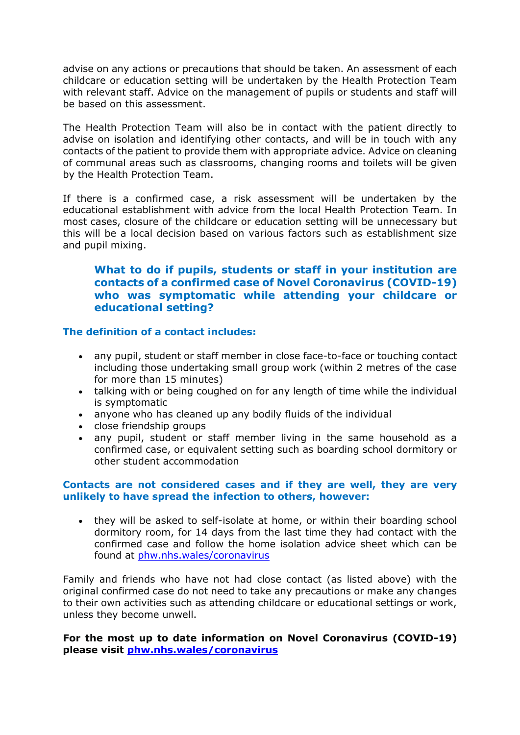advise on any actions or precautions that should be taken. An assessment of each childcare or education setting will be undertaken by the Health Protection Team with relevant staff. Advice on the management of pupils or students and staff will be based on this assessment.

The Health Protection Team will also be in contact with the patient directly to advise on isolation and identifying other contacts, and will be in touch with any contacts of the patient to provide them with appropriate advice. Advice on cleaning of communal areas such as classrooms, changing rooms and toilets will be given by the Health Protection Team.

If there is a confirmed case, a risk assessment will be undertaken by the educational establishment with advice from the local Health Protection Team. In most cases, closure of the childcare or education setting will be unnecessary but this will be a local decision based on various factors such as establishment size and pupil mixing.

## What to do if pupils, students or staff in your institution are contacts of a confirmed case of Novel Coronavirus (COVID-19) who was symptomatic while attending your childcare or educational setting?

### The definition of a contact includes:

- any pupil, student or staff member in close face-to-face or touching contact including those undertaking small group work (within 2 metres of the case for more than 15 minutes)
- talking with or being coughed on for any length of time while the individual is symptomatic
- anyone who has cleaned up any bodily fluids of the individual
- close friendship groups
- any pupil, student or staff member living in the same household as a confirmed case, or equivalent setting such as boarding school dormitory or other student accommodation

### Contacts are not considered cases and if they are well, they are very unlikely to have spread the infection to others, however:

- they will be asked to self-isolate at home, or within their boarding school dormitory room, for 14 days from the last time they had contact with the confirmed case and follow the home isolation advice sheet which can be found at phw.nhs.wales/coronavirus

Family and friends who have not had close contact (as listed above) with the original confirmed case do not need to take any precautions or make any changes to their own activities such as attending childcare or educational settings or work, unless they become unwell.

**For the most up to date information on Novel Coronavirus (COVID-19) please visit phw.nhs.wales/coronavirus**